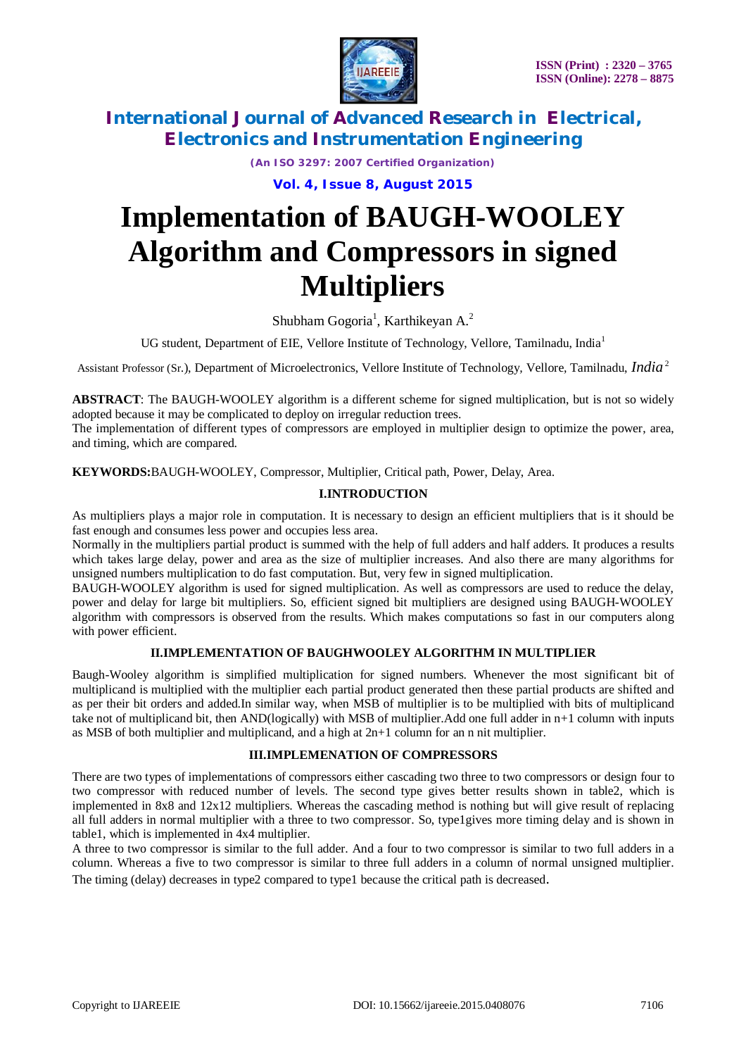# Implementation of BAUGH-WOOLEY Algorithm and Compressors in signed Multipliers

Shubham Gogoria[1], Karthikeyan A.[2]

UG student, Department of EIE, Vellore Institute of Technology, Vellore, Tamilnadu, India[1]

Assistant Professor (Sr.), Department of Microelectronics, Vellore Institute of Technology, Vellore, Tamilnadu, *India*[2]

**ABSTRACT**: The BAUGH-WOOLEY algorithm is a different scheme for signed multiplication, but is not so widely adopted because it may be complicated to deploy on irregular reduction trees.
The implementation of different types of compressors are employed in multiplier design to optimize the power, area, and timing, which are compared.

**KEYWORDS:**BAUGH-WOOLEY, Compressor, Multiplier, Critical path, Power, Delay, Area.

## I.INTRODUCTION

As multipliers plays a major role in computation. It is necessary to design an efficient multipliers that is it should be fast enough and consumes less power and occupies less area.
Normally in the multipliers partial product is summed with the help of full adders and half adders. It produces a results which takes large delay, power and area as the size of multiplier increases. And also there are many algorithms for unsigned numbers multiplication to do fast computation. But, very few in signed multiplication.
BAUGH-WOOLEY algorithm is used for signed multiplication. As well as compressors are used to reduce the delay, power and delay for large bit multipliers. So, efficient signed bit multipliers are designed using BAUGH-WOOLEY algorithm with compressors is observed from the results. Which makes computations so fast in our computers along with power efficient.

## II.IMPLEMENTATION OF BAUGHWOOLEY ALGORITHM IN MULTIPLIER

Baugh-Wooley algorithm is simplified multiplication for signed numbers. Whenever the most significant bit of multiplicand is multiplied with the multiplier each partial product generated then these partial products are shifted and as per their bit orders and added.In similar way, when MSB of multiplier is to be multiplied with bits of multiplicand take not of multiplicand bit, then AND(logically) with MSB of multiplier.Add one full adder in n+1 column with inputs as MSB of both multiplier and multiplicand, and a high at 2n+1 column for an n nit multiplier.

## III.IMPLEMENATION OF COMPRESSORS

There are two types of implementations of compressors either cascading two three to two compressors or design four to two compressor with reduced number of levels. The second type gives better results shown in table2, which is implemented in 8x8 and 12x12 multipliers. Whereas the cascading method is nothing but will give result of replacing all full adders in normal multiplier with a three to two compressor. So, type1gives more timing delay and is shown in table1, which is implemented in 4x4 multiplier.
A three to two compressor is similar to the full adder. And a four to two compressor is similar to two full adders in a column. Whereas a five to two compressor is similar to three full adders in a column of normal unsigned multiplier. The timing (delay) decreases in type2 compared to type1 because the critical path is decreased.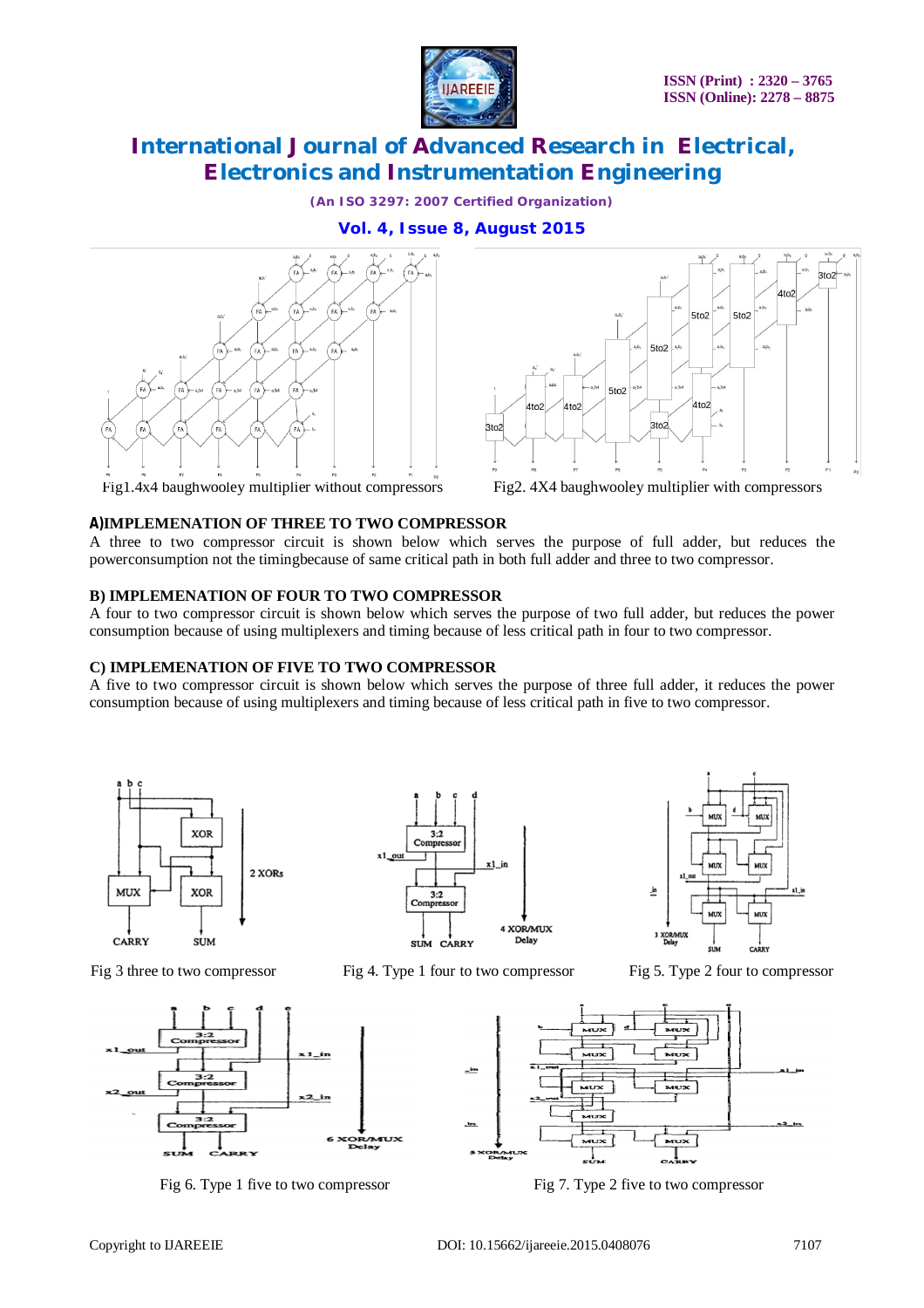Fig1.4x4 baughwooley multiplier without compressors

Fig2. 4X4 baughwooley multiplier with compressors

### A)IMPLEMENATION OF THREE TO TWO COMPRESSOR

A three to two compressor circuit is shown below which serves the purpose of full adder, but reduces the powerconsumption not the timingbecause of same critical path in both full adder and three to two compressor.

### B) IMPLEMENATION OF FOUR TO TWO COMPRESSOR

A four to two compressor circuit is shown below which serves the purpose of two full adder, but reduces the power consumption because of using multiplexers and timing because of less critical path in four to two compressor.

### C) IMPLEMENATION OF FIVE TO TWO COMPRESSOR

A five to two compressor circuit is shown below which serves the purpose of three full adder, it reduces the power consumption because of using multiplexers and timing because of less critical path in five to two compressor.

Fig 3 three to two compressor

Fig 4. Type 1 four to two compressor

Fig 5. Type 2 four to compressor

Fig 6. Type 1 five to two compressor

Fig 7. Type 2 five to two compressor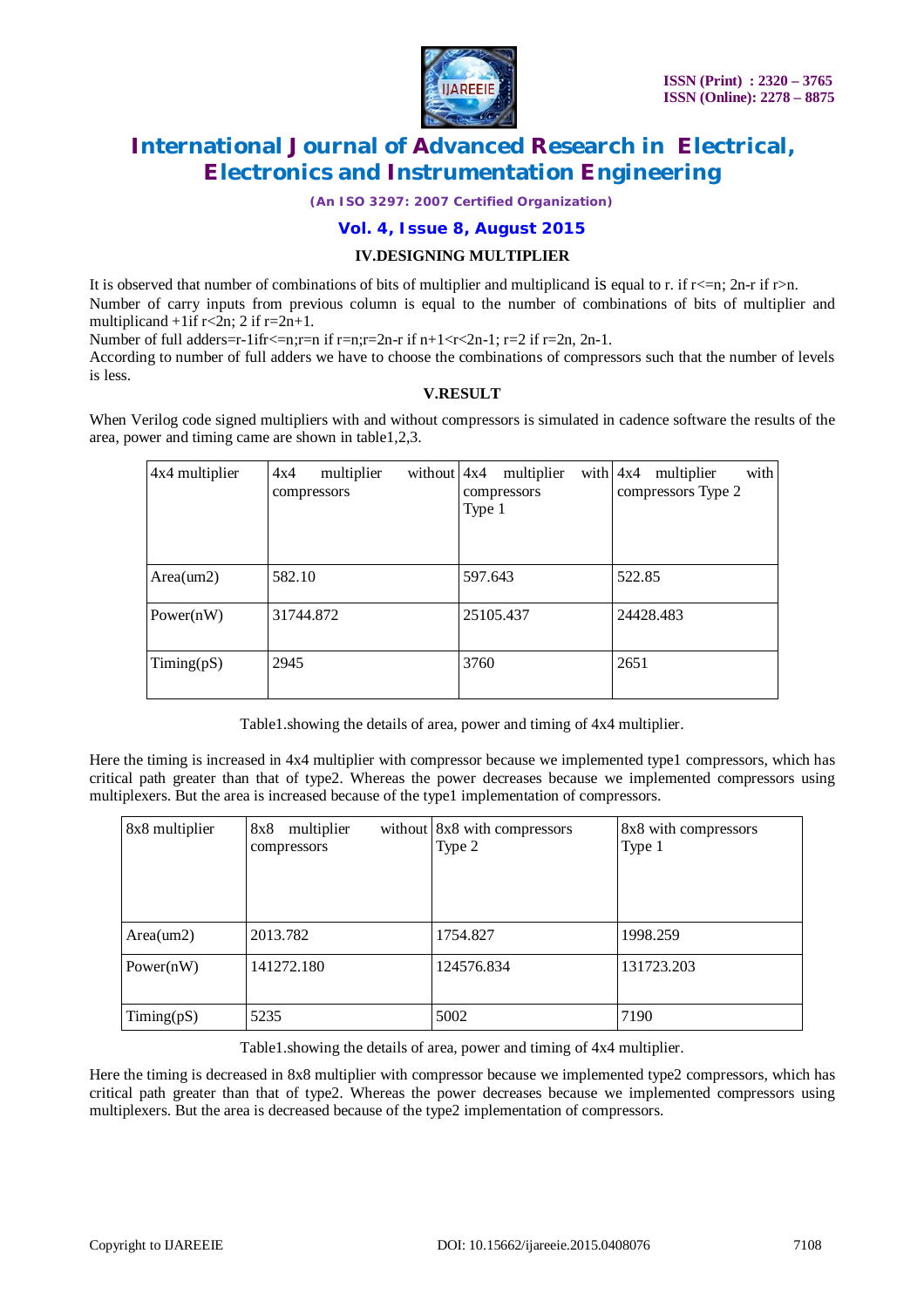## IV.DESIGNING MULTIPLIER

It is observed that number of combinations of bits of multiplier and multiplicand is equal to r. if r<=n; 2n-r if r>n.
Number of carry inputs from previous column is equal to the number of combinations of bits of multiplier and multiplicand +1if r<2n; 2 if r=2n+1.
Number of full adders=r-1ifr<=n;r=n if r=n;r=2n-r if n+1<r<2n-1; r=2 if r=2n, 2n-1.
According to number of full adders we have to choose the combinations of compressors such that the number of levels is less.

## V.RESULT

When Verilog code signed multipliers with and without compressors is simulated in cadence software the results of the area, power and timing came are shown in table1,2,3.

| 4x4 multiplier | 4x4 multiplier without compressors | 4x4 multiplier with compressors Type 1 | 4x4 multiplier with compressors Type 2 |
|---|---|---|---|
| Area(um2) | 582.10 | 597.643 | 522.85 |
| Power(nW) | 31744.872 | 25105.437 | 24428.483 |
| Timing(pS) | 2945 | 3760 | 2651 |

Table1.showing the details of area, power and timing of 4x4 multiplier.

Here the timing is increased in 4x4 multiplier with compressor because we implemented type1 compressors, which has critical path greater than that of type2. Whereas the power decreases because we implemented compressors using multiplexers. But the area is increased because of the type1 implementation of compressors.

| 8x8 multiplier | 8x8 multiplier without compressors | 8x8 with compressors Type 2 | 8x8 with compressors Type 1 |
|---|---|---|---|
| Area(um2) | 2013.782 | 1754.827 | 1998.259 |
| Power(nW) | 141272.180 | 124576.834 | 131723.203 |
| Timing(pS) | 5235 | 5002 | 7190 |

Table1.showing the details of area, power and timing of 4x4 multiplier.

Here the timing is decreased in 8x8 multiplier with compressor because we implemented type2 compressors, which has critical path greater than that of type2. Whereas the power decreases because we implemented compressors using multiplexers. But the area is decreased because of the type2 implementation of compressors.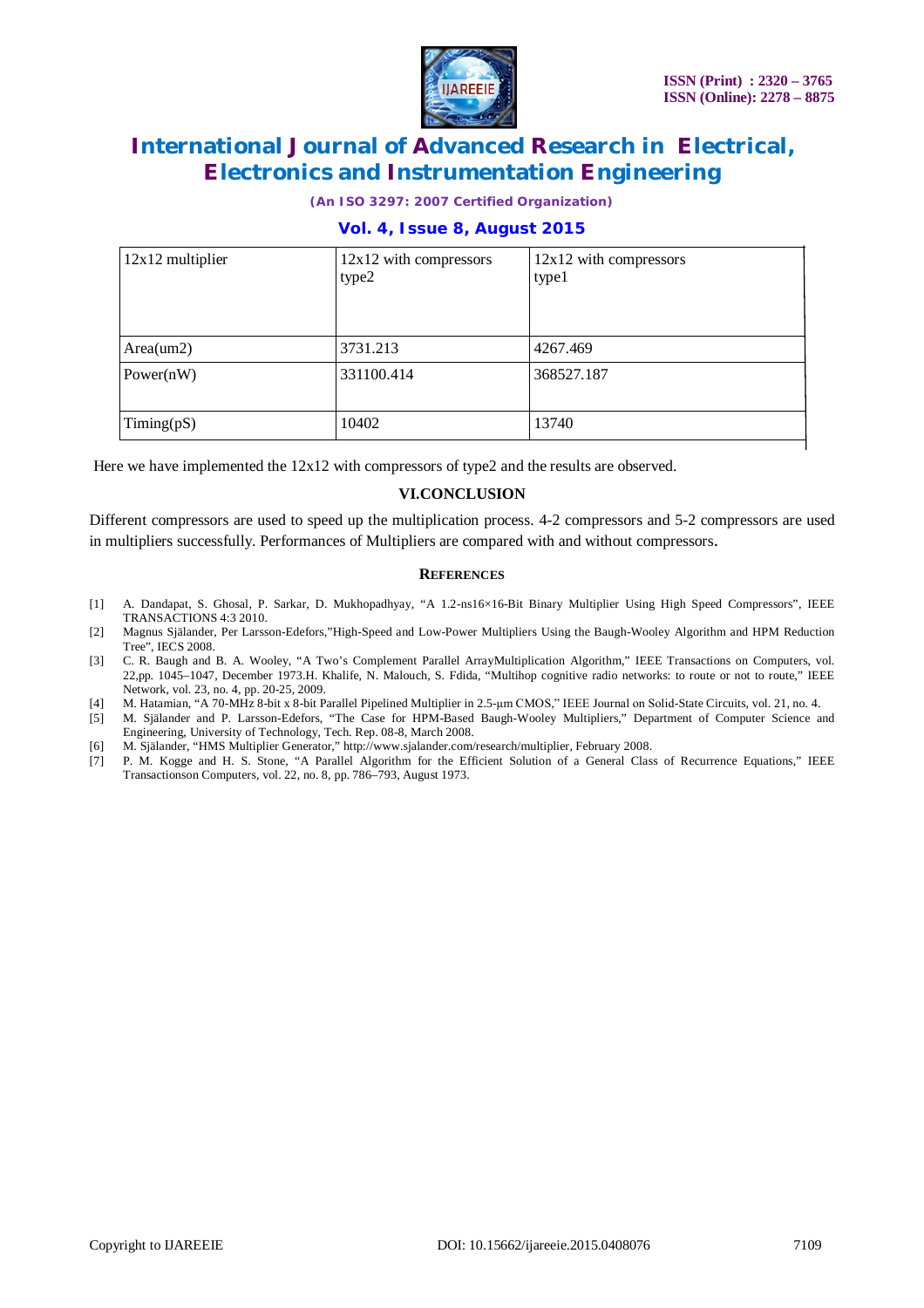| 12x12 multiplier | 12x12 with compressors type2 | 12x12 with compressors type1 |
|---|---|---|
| Area(um2) | 3731.213 | 4267.469 |
| Power(nW) | 331100.414 | 368527.187 |
| Timing(pS) | 10402 | 13740 |

Here we have implemented the 12x12 with compressors of type2 and the results are observed.

## VI.CONCLUSION

Different compressors are used to speed up the multiplication process. 4-2 compressors and 5-2 compressors are used in multipliers successfully. Performances of Multipliers are compared with and without compressors.

## REFERENCES

[1] A. Dandapat, S. Ghosal, P. Sarkar, D. Mukhopadhyay, "A 1.2-ns16×16-Bit Binary Multiplier Using High Speed Compressors", IEEE TRANSACTIONS 4:3 2010.

[2] Magnus Själander, Per Larsson-Edefors,"High-Speed and Low-Power Multipliers Using the Baugh-Wooley Algorithm and HPM Reduction Tree", IECS 2008.

[3] C. R. Baugh and B. A. Wooley, "A Two's Complement Parallel ArrayMultiplication Algorithm," IEEE Transactions on Computers, vol. 22,pp. 1045–1047, December 1973.H. Khalife, N. Malouch, S. Fdida, "Multihop cognitive radio networks: to route or not to route," IEEE Network, vol. 23, no. 4, pp. 20-25, 2009.

[4] M. Hatamian, "A 70-MHz 8-bit x 8-bit Parallel Pipelined Multiplier in 2.5-μm CMOS," IEEE Journal on Solid-State Circuits, vol. 21, no. 4.

[5] M. Själander and P. Larsson-Edefors, "The Case for HPM-Based Baugh-Wooley Multipliers," Department of Computer Science and Engineering, University of Technology, Tech. Rep. 08-8, March 2008.

[6] M. Själander, "HMS Multiplier Generator," http://www.sjalander.com/research/multiplier, February 2008.

[7] P. M. Kogge and H. S. Stone, "A Parallel Algorithm for the Efficient Solution of a General Class of Recurrence Equations," IEEE Transactionson Computers, vol. 22, no. 8, pp. 786–793, August 1973.